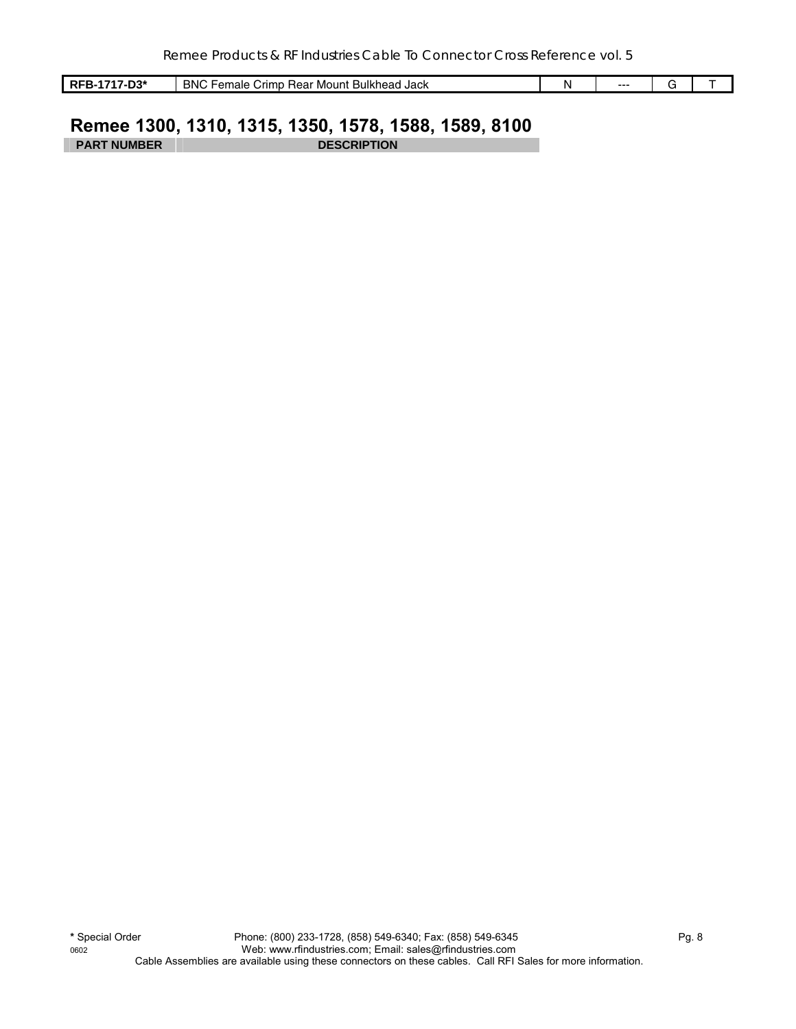| | | | | | |
|---|---|---|---|---|---|
| **RFB-1717-D3*** | BNC Female Crimp Rear Mount Bulkhead Jack | N | --- | G | T |

## Remee 1300, 1310, 1315, 1350, 1578, 1588, 1589, 8100

| PART NUMBER | DESCRIPTION |
|---|---|

**\*** Special Order

0602

Phone: (800) 233-1728, (858) 549-6340; Fax: (858) 549-6345
Web: www.rfindustries.com; Email: sales@rfindustries.com
Cable Assemblies are available using these connectors on these cables. Call RFI Sales for more information.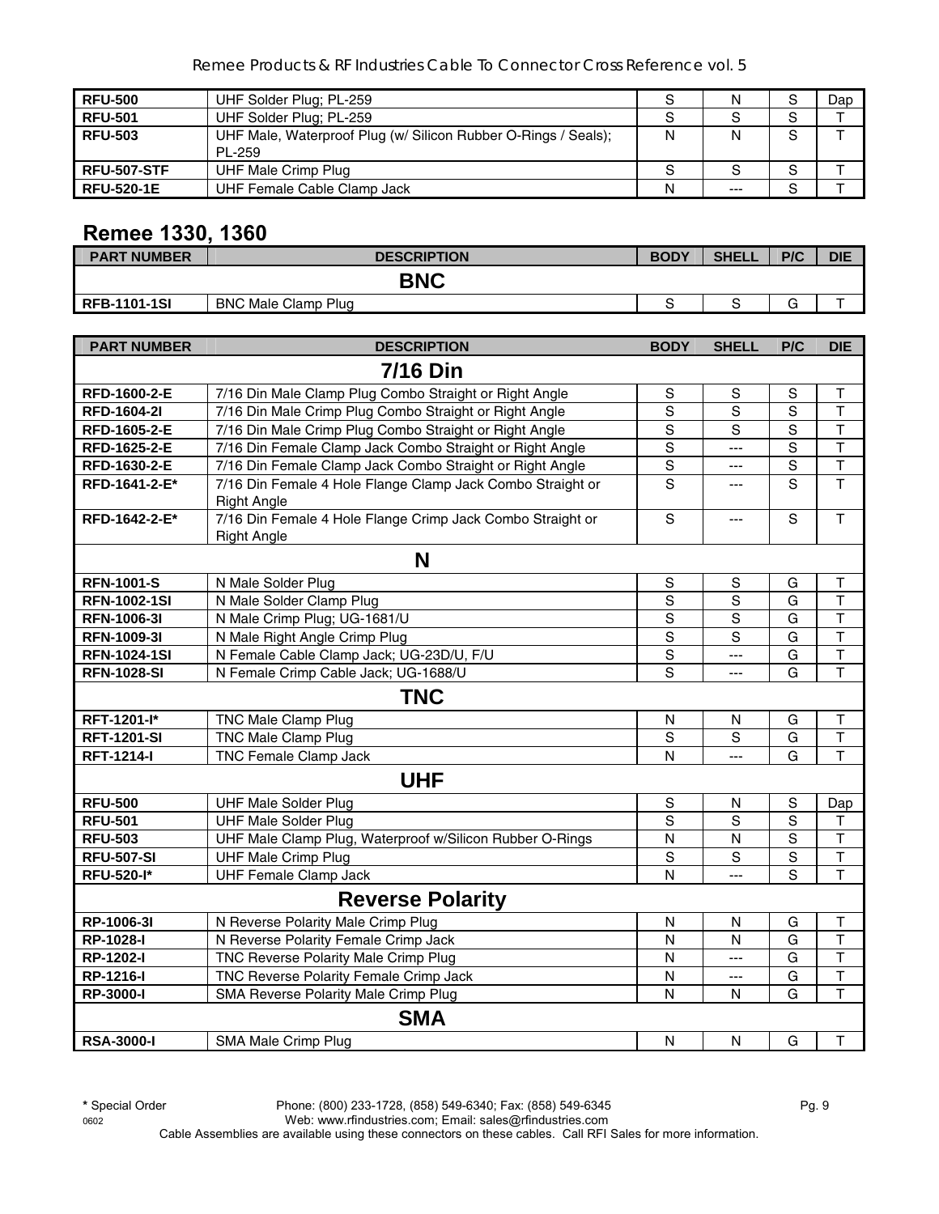| | | | | | |
|---|---|---|---|---|---|
| **RFU-500** | UHF Solder Plug; PL-259 | S | N | S | Dap |
| **RFU-501** | UHF Solder Plug; PL-259 | S | S | S | T |
| **RFU-503** | UHF Male, Waterproof Plug (w/ Silicon Rubber O-Rings / Seals); PL-259 | N | N | S | T |
| **RFU-507-STF** | UHF Male Crimp Plug | S | S | S | T |
| **RFU-520-1E** | UHF Female Cable Clamp Jack | N | --- | S | T |

## Remee 1330, 1360

| PART NUMBER | DESCRIPTION | BODY | SHELL | P/C | DIE |
|---|---|---|---|---|---|
| | **BNC** | | | | |
| **RFB-1101-1SI** | BNC Male Clamp Plug | S | S | G | T |

| PART NUMBER | DESCRIPTION | BODY | SHELL | P/C | DIE |
|---|---|---|---|---|---|
| | **7/16 Din** | | | | |
| **RFD-1600-2-E** | 7/16 Din Male Clamp Plug Combo Straight or Right Angle | S | S | S | T |
| **RFD-1604-2I** | 7/16 Din Male Crimp Plug Combo Straight or Right Angle | S | S | S | T |
| **RFD-1605-2-E** | 7/16 Din Male Crimp Plug Combo Straight or Right Angle | S | S | S | T |
| **RFD-1625-2-E** | 7/16 Din Female Clamp Jack Combo Straight or Right Angle | S | --- | S | T |
| **RFD-1630-2-E** | 7/16 Din Female Clamp Jack Combo Straight or Right Angle | S | --- | S | T |
| **RFD-1641-2-E*** | 7/16 Din Female 4 Hole Flange Clamp Jack Combo Straight or Right Angle | S | --- | S | T |
| **RFD-1642-2-E*** | 7/16 Din Female 4 Hole Flange Crimp Jack Combo Straight or Right Angle | S | --- | S | T |
| | **N** | | | | |
| **RFN-1001-S** | N Male Solder Plug | S | S | G | T |
| **RFN-1002-1SI** | N Male Solder Clamp Plug | S | S | G | T |
| **RFN-1006-3I** | N Male Crimp Plug; UG-1681/U | S | S | G | T |
| **RFN-1009-3I** | N Male Right Angle Crimp Plug | S | S | G | T |
| **RFN-1024-1SI** | N Female Cable Clamp Jack; UG-23D/U, F/U | S | --- | G | T |
| **RFN-1028-SI** | N Female Crimp Cable Jack; UG-1688/U | S | --- | G | T |
| | **TNC** | | | | |
| **RFT-1201-I*** | TNC Male Clamp Plug | N | N | G | T |
| **RFT-1201-SI** | TNC Male Clamp Plug | S | S | G | T |
| **RFT-1214-I** | TNC Female Clamp Jack | N | --- | G | T |
| | **UHF** | | | | |
| **RFU-500** | UHF Male Solder Plug | S | N | S | Dap |
| **RFU-501** | UHF Male Solder Plug | S | S | S | T |
| **RFU-503** | UHF Male Clamp Plug, Waterproof w/Silicon Rubber O-Rings | N | N | S | T |
| **RFU-507-SI** | UHF Male Crimp Plug | S | S | S | T |
| **RFU-520-I*** | UHF Female Clamp Jack | N | --- | S | T |
| | **Reverse Polarity** | | | | |
| **RP-1006-3I** | N Reverse Polarity Male Crimp Plug | N | N | G | T |
| **RP-1028-I** | N Reverse Polarity Female Crimp Jack | N | N | G | T |
| **RP-1202-I** | TNC Reverse Polarity Male Crimp Plug | N | --- | G | T |
| **RP-1216-I** | TNC Reverse Polarity Female Crimp Jack | N | --- | G | T |
| **RP-3000-I** | SMA Reverse Polarity Male Crimp Plug | N | N | G | T |
| | **SMA** | | | | |
| **RSA-3000-I** | SMA Male Crimp Plug | N | N | G | T |

**\*** Special Order

Phone: (800) 233-1728, (858) 549-6340; Fax: (858) 549-6345
Web: www.rfindustries.com; Email: sales@rfindustries.com
Cable Assemblies are available using these connectors on these cables. Call RFI Sales for more information.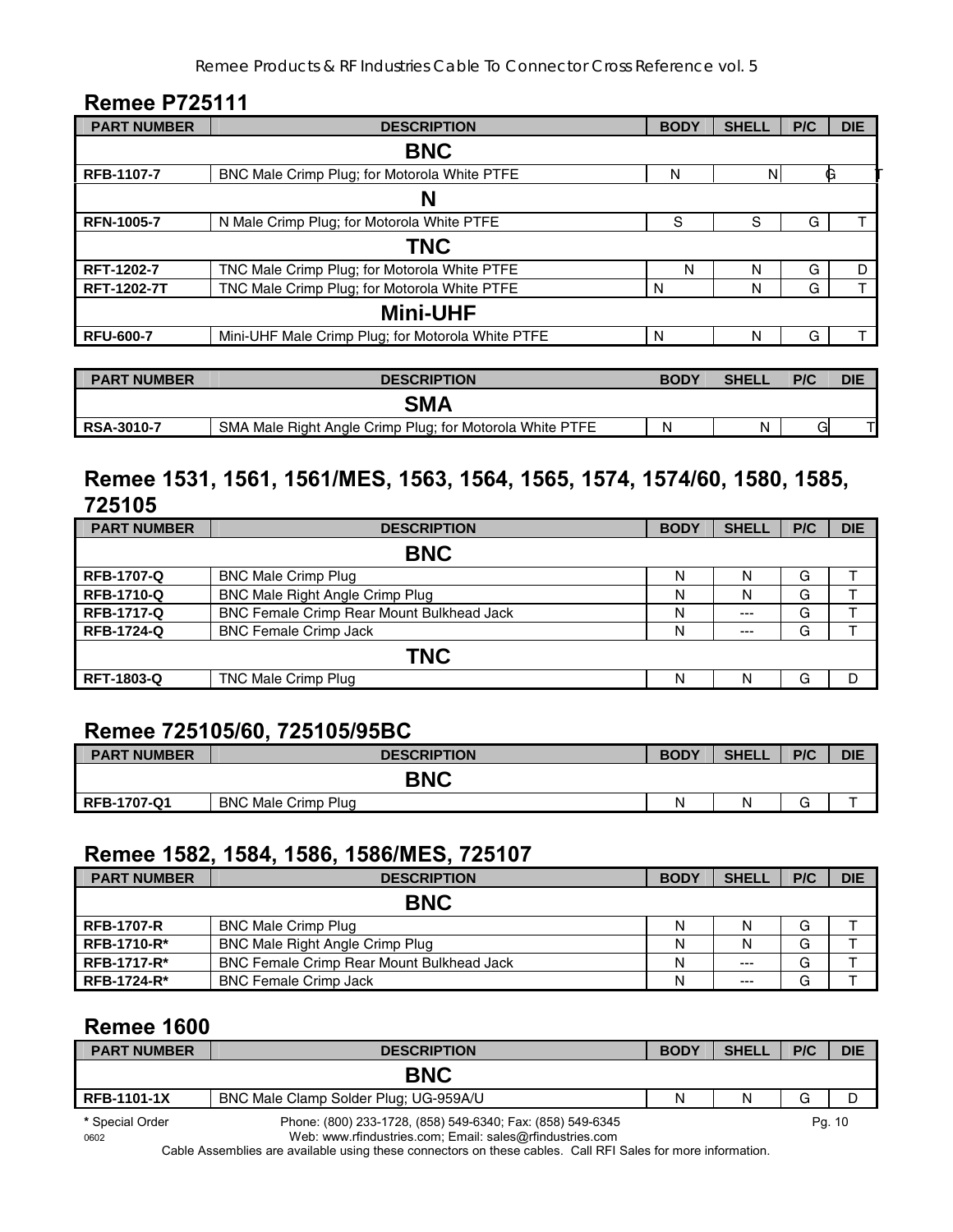## Remee P725111

| PART NUMBER | DESCRIPTION | BODY | SHELL | P/C | DIE |
|---|---|---|---|---|---|
| **BNC** | | | | | |
| RFB-1107-7 | BNC Male Crimp Plug; for Motorola White PTFE | N | N | G | T |
| **N** | | | | | |
| RFN-1005-7 | N Male Crimp Plug; for Motorola White PTFE | S | S | G | T |
| **TNC** | | | | | |
| RFT-1202-7 | TNC Male Crimp Plug; for Motorola White PTFE | N | N | G | D |
| RFT-1202-7T | TNC Male Crimp Plug; for Motorola White PTFE | N | N | G | T |
| **Mini-UHF** | | | | | |
| RFU-600-7 | Mini-UHF Male Crimp Plug; for Motorola White PTFE | N | N | G | T |

| PART NUMBER | DESCRIPTION | BODY | SHELL | P/C | DIE |
|---|---|---|---|---|---|
| **SMA** | | | | | |
| RSA-3010-7 | SMA Male Right Angle Crimp Plug; for Motorola White PTFE | N | N | G | T |

## Remee 1531, 1561, 1561/MES, 1563, 1564, 1565, 1574, 1574/60, 1580, 1585, 725105

| PART NUMBER | DESCRIPTION | BODY | SHELL | P/C | DIE |
|---|---|---|---|---|---|
| **BNC** | | | | | |
| RFB-1707-Q | BNC Male Crimp Plug | N | N | G | T |
| RFB-1710-Q | BNC Male Right Angle Crimp Plug | N | N | G | T |
| RFB-1717-Q | BNC Female Crimp Rear Mount Bulkhead Jack | N | --- | G | T |
| RFB-1724-Q | BNC Female Crimp Jack | N | --- | G | T |
| **TNC** | | | | | |
| RFT-1803-Q | TNC Male Crimp Plug | N | N | G | D |

## Remee 725105/60, 725105/95BC

| PART NUMBER | DESCRIPTION | BODY | SHELL | P/C | DIE |
|---|---|---|---|---|---|
| **BNC** | | | | | |
| RFB-1707-Q1 | BNC Male Crimp Plug | N | N | G | T |

## Remee 1582, 1584, 1586, 1586/MES, 725107

| PART NUMBER | DESCRIPTION | BODY | SHELL | P/C | DIE |
|---|---|---|---|---|---|
| **BNC** | | | | | |
| RFB-1707-R | BNC Male Crimp Plug | N | N | G | T |
| RFB-1710-R* | BNC Male Right Angle Crimp Plug | N | N | G | T |
| RFB-1717-R* | BNC Female Crimp Rear Mount Bulkhead Jack | N | --- | G | T |
| RFB-1724-R* | BNC Female Crimp Jack | N | --- | G | T |

## Remee 1600

| PART NUMBER | DESCRIPTION | BODY | SHELL | P/C | DIE |
|---|---|---|---|---|---|
| **BNC** | | | | | |
| RFB-1101-1X | BNC Male Clamp Solder Plug; UG-959A/U | N | N | G | D |

**\*** Special Order

Phone: (800) 233-1728, (858) 549-6340; Fax: (858) 549-6345
Web: www.rfindustries.com; Email: sales@rfindustries.com

Cable Assemblies are available using these connectors on these cables. Call RFI Sales for more information.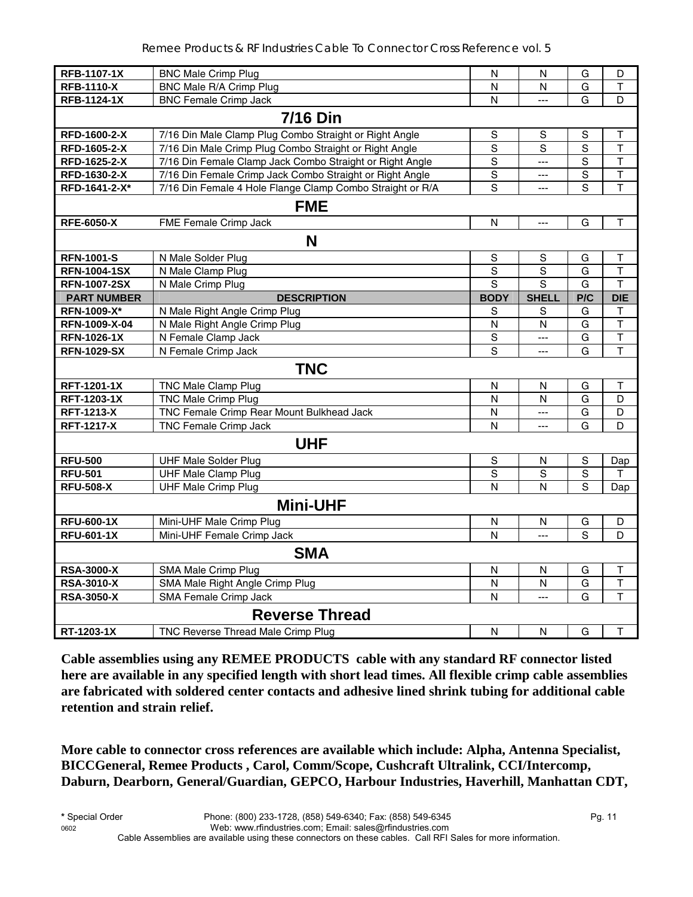| RFB-1107-1X | BNC Male Crimp Plug | N | N | G | D |
|---|---|---|---|---|---|
| RFB-1110-X | BNC Male R/A Crimp Plug | N | N | G | T |
| RFB-1124-1X | BNC Female Crimp Jack | N | --- | G | D |
| | **7/16 Din** | | | | |
| RFD-1600-2-X | 7/16 Din Male Clamp Plug Combo Straight or Right Angle | S | S | S | T |
| RFD-1605-2-X | 7/16 Din Male Crimp Plug Combo Straight or Right Angle | S | S | S | T |
| RFD-1625-2-X | 7/16 Din Female Clamp Jack Combo Straight or Right Angle | S | --- | S | T |
| RFD-1630-2-X | 7/16 Din Female Crimp Jack Combo Straight or Right Angle | S | --- | S | T |
| RFD-1641-2-X* | 7/16 Din Female 4 Hole Flange Clamp Combo Straight or R/A | S | --- | S | T |
| | **FME** | | | | |
| RFE-6050-X | FME Female Crimp Jack | N | --- | G | T |
| | **N** | | | | |
| RFN-1001-S | N Male Solder Plug | S | S | G | T |
| RFN-1004-1SX | N Male Clamp Plug | S | S | G | T |
| RFN-1007-2SX | N Male Crimp Plug | S | S | G | T |
| **PART NUMBER** | **DESCRIPTION** | **BODY** | **SHELL** | **P/C** | **DIE** |
| RFN-1009-X* | N Male Right Angle Crimp Plug | S | S | G | T |
| RFN-1009-X-04 | N Male Right Angle Crimp Plug | N | N | G | T |
| RFN-1026-1X | N Female Clamp Jack | S | --- | G | T |
| RFN-1029-SX | N Female Crimp Jack | S | --- | G | T |
| | **TNC** | | | | |
| RFT-1201-1X | TNC Male Clamp Plug | N | N | G | T |
| RFT-1203-1X | TNC Male Crimp Plug | N | N | G | D |
| RFT-1213-X | TNC Female Crimp Rear Mount Bulkhead Jack | N | --- | G | D |
| RFT-1217-X | TNC Female Crimp Jack | N | --- | G | D |
| | **UHF** | | | | |
| RFU-500 | UHF Male Solder Plug | S | N | S | Dap |
| RFU-501 | UHF Male Clamp Plug | S | S | S | T |
| RFU-508-X | UHF Male Crimp Plug | N | N | S | Dap |
| | **Mini-UHF** | | | | |
| RFU-600-1X | Mini-UHF Male Crimp Plug | N | N | G | D |
| RFU-601-1X | Mini-UHF Female Crimp Jack | N | --- | S | D |
| | **SMA** | | | | |
| RSA-3000-X | SMA Male Crimp Plug | N | N | G | T |
| RSA-3010-X | SMA Male Right Angle Crimp Plug | N | N | G | T |
| RSA-3050-X | SMA Female Crimp Jack | N | --- | G | T |
| | **Reverse Thread** | | | | |
| RT-1203-1X | TNC Reverse Thread Male Crimp Plug | N | N | G | T |

**Cable assemblies using any REMEE PRODUCTS cable with any standard RF connector listed here are available in any specified length with short lead times. All flexible crimp cable assemblies are fabricated with soldered center contacts and adhesive lined shrink tubing for additional cable retention and strain relief.**

**More cable to connector cross references are available which include: Alpha, Antenna Specialist, BICCGeneral, Remee Products , Carol, Comm/Scope, Cushcraft Ultralink, CCI/Intercomp, Daburn, Dearborn, General/Guardian, GEPCO, Harbour Industries, Haverhill, Manhattan CDT,**

* Special Order Phone: (800) 233-1728, (858) 549-6340; Fax: (858) 549-6345
0602 Web: www.rfindustries.com; Email: sales@rfindustries.com
Cable Assemblies are available using these connectors on these cables. Call RFI Sales for more information.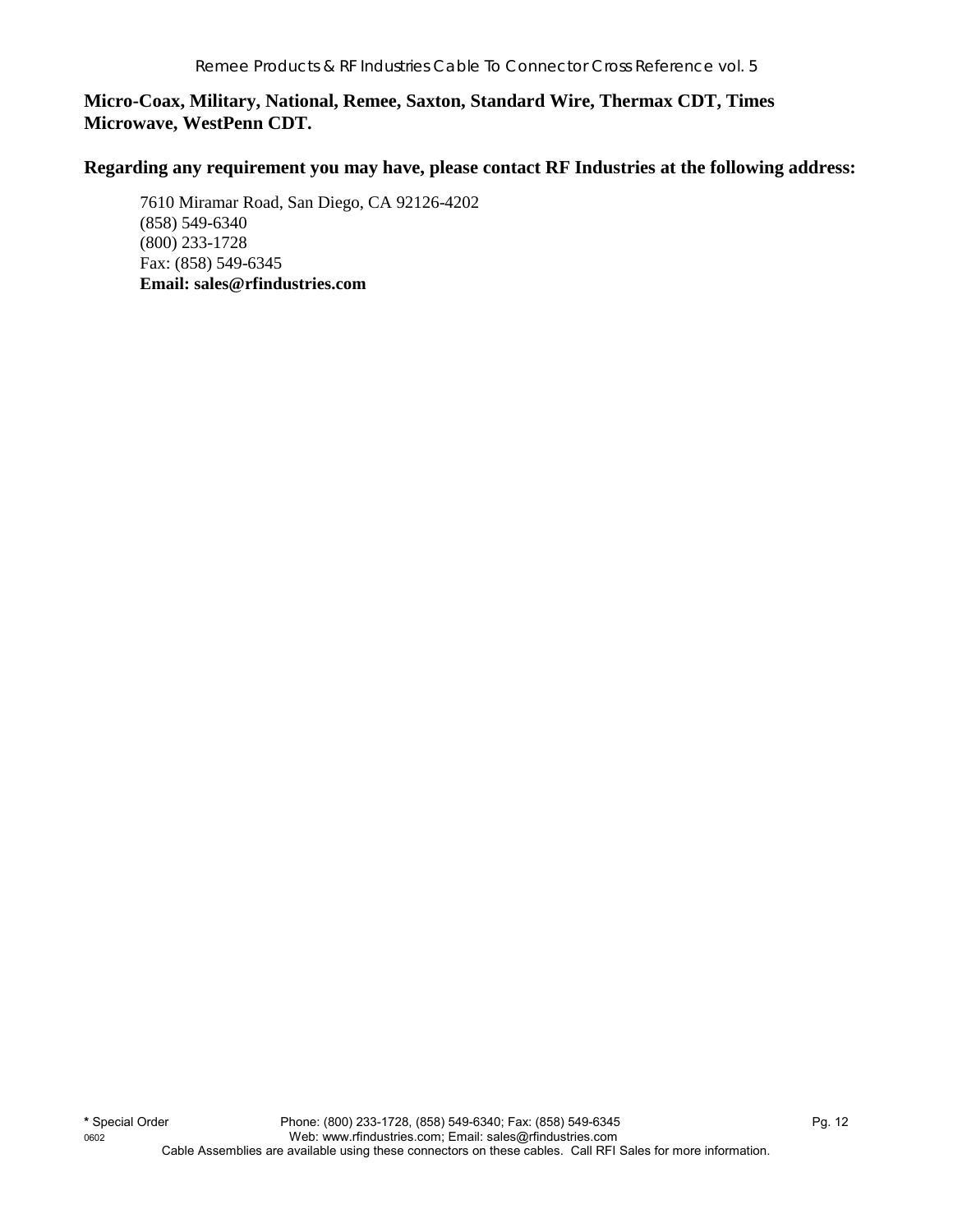**Micro-Coax, Military, National, Remee, Saxton, Standard Wire, Thermax CDT, Times Microwave, WestPenn CDT.**

**Regarding any requirement you may have, please contact RF Industries at the following address:**

7610 Miramar Road, San Diego, CA 92126-4202
(858) 549-6340
(800) 233-1728
Fax: (858) 549-6345
**Email: sales@rfindustries.com**

**\*** Special Order

Phone: (800) 233-1728, (858) 549-6340; Fax: (858) 549-6345

0602

Web: www.rfindustries.com; Email: sales@rfindustries.com

Cable Assemblies are available using these connectors on these cables. Call RFI Sales for more information.